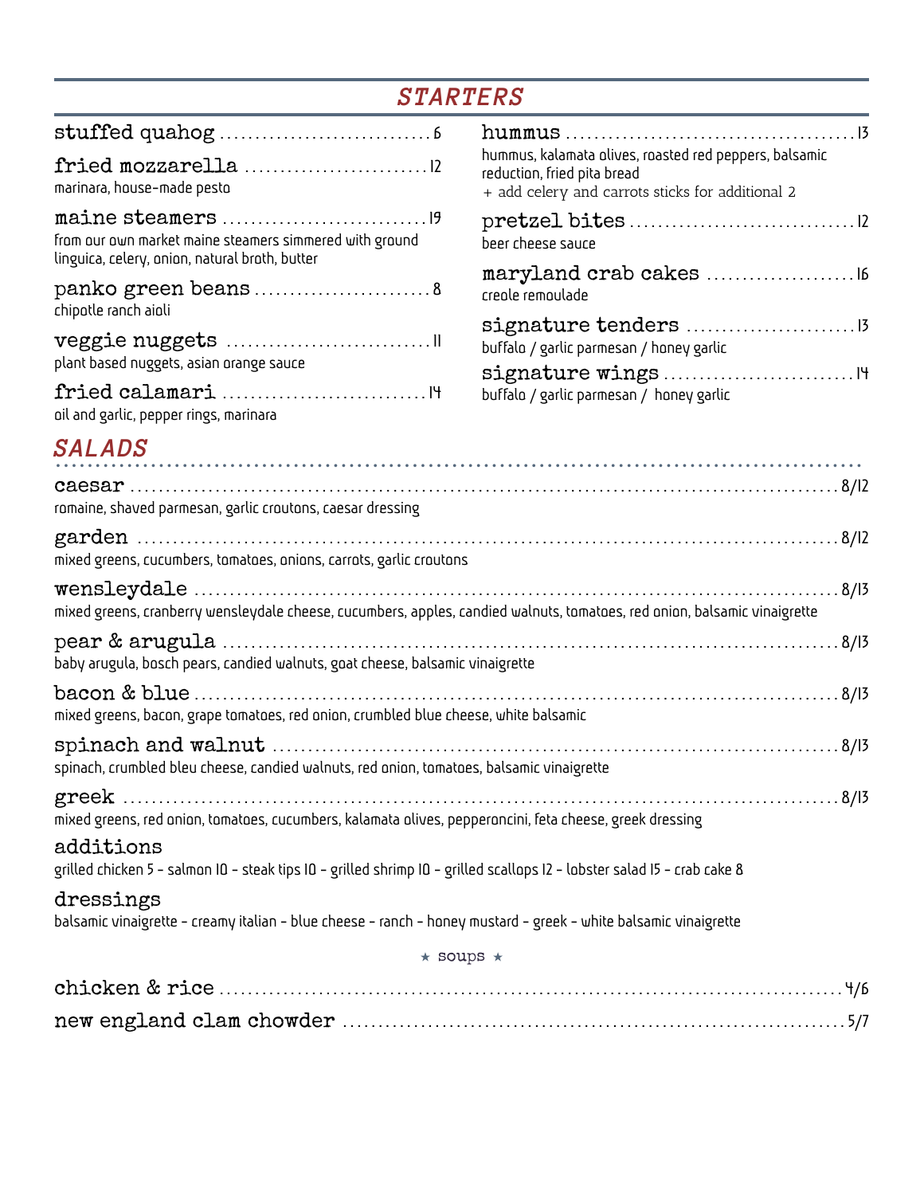# STARTERS

**stuffed quahog** ........ 6

**fried mozzarella** ........ 12
marinara, house-made pesto

**maine steamers** ........ 19
from our own market maine steamers simmered with ground linguica, celery, onion, natural broth, butter

**panko green beans** ........ 8
chipotle ranch aioli

**veggie nuggets** ........ 11
plant based nuggets, asian orange sauce

**fried calamari** ........ 14
oil and garlic, pepper rings, marinara

**hummus** ........ 13
hummus, kalamata olives, roasted red peppers, balsamic reduction, fried pita bread
+ add celery and carrots sticks for additional 2

**pretzel bites** ........ 12
beer cheese sauce

**maryland crab cakes** ........ 16
creole remoulade

**signature tenders** ........ 13
buffalo / garlic parmesan / honey garlic

**signature wings** ........ 14
buffalo / garlic parmesan / honey garlic

# SALADS

**caesar** ........ 8/12
romaine, shaved parmesan, garlic croutons, caesar dressing

**garden** ........ 8/12
mixed greens, cucumbers, tomatoes, onions, carrots, garlic croutons

**wensleydale** ........ 8/13
mixed greens, cranberry wensleydale cheese, cucumbers, apples, candied walnuts, tomatoes, red onion, balsamic vinaigrette

**pear & arugula** ........ 8/13
baby arugula, bosch pears, candied walnuts, goat cheese, balsamic vinaigrette

**bacon & blue** ........ 8/13
mixed greens, bacon, grape tomatoes, red onion, crumbled blue cheese, white balsamic

**spinach and walnut** ........ 8/13
spinach, crumbled bleu cheese, candied walnuts, red onion, tomatoes, balsamic vinaigrette

**greek** ........ 8/13
mixed greens, red onion, tomatoes, cucumbers, kalamata olives, pepperoncini, feta cheese, greek dressing

**additions**
grilled chicken 5 - salmon 10 - steak tips 10 - grilled shrimp 10 - grilled scallops 12 - lobster salad 15 - crab cake 8

**dressings**
balsamic vinaigrette - creamy italian - blue cheese - ranch - honey mustard - greek - white balsamic vinaigrette

## ★ soups ★

**chicken & rice** ........ 4/6

**new england clam chowder** ........ 5/7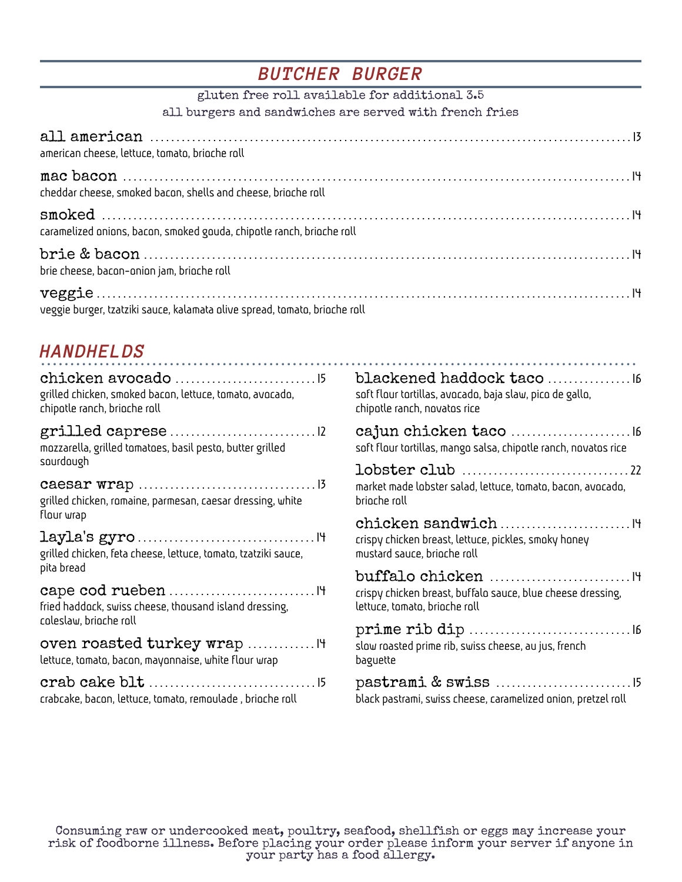## BUTCHER BURGER

gluten free roll available for additional 3.5

all burgers and sandwiches are served with french fries

**all american** ........ 13
american cheese, lettuce, tomato, brioche roll

**mac bacon** ........ 14
cheddar cheese, smoked bacon, shells and cheese, brioche roll

**smoked** ........ 14
caramelized onions, bacon, smoked gouda, chipotle ranch, brioche roll

**brie & bacon** ........ 14
brie cheese, bacon-onion jam, brioche roll

**veggie** ........ 14
veggie burger, tzatziki sauce, kalamata olive spread, tomato, brioche roll

## HANDHELDS

**chicken avocado** ........ 15
grilled chicken, smoked bacon, lettuce, tomato, avocado, chipotle ranch, brioche roll

**grilled caprese** ........ 12
mozzarella, grilled tomatoes, basil pesto, butter grilled sourdough

**caesar wrap** ........ 13
grilled chicken, romaine, parmesan, caesar dressing, white flour wrap

**layla's gyro** ........ 14
grilled chicken, feta cheese, lettuce, tomato, tzatziki sauce, pita bread

**cape cod rueben** ........ 14
fried haddock, swiss cheese, thousand island dressing, coleslaw, brioche roll

**oven roasted turkey wrap** ........ 14
lettuce, tomato, bacon, mayonnaise, white flour wrap

**crab cake blt** ........ 15
crabcake, bacon, lettuce, tomato, remoulade , brioche roll

**blackened haddock taco** ........ 16
soft flour tortillas, avocado, baja slaw, pico de gallo, chipotle ranch, novatos rice

**cajun chicken taco** ........ 16
soft flour tortillas, mango salsa, chipotle ranch, novatos rice

**lobster club** ........ 22
market made lobster salad, lettuce, tomato, bacon, avocado, brioche roll

**chicken sandwich** ........ 14
crispy chicken breast, lettuce, pickles, smoky honey mustard sauce, brioche roll

**buffalo chicken** ........ 14
crispy chicken breast, buffalo sauce, blue cheese dressing, lettuce, tomato, brioche roll

**prime rib dip** ........ 16
slow roasted prime rib, swiss cheese, au jus, french baguette

**pastrami & swiss** ........ 15
black pastrami, swiss cheese, caramelized onion, pretzel roll

Consuming raw or undercooked meat, poultry, seafood, shellfish or eggs may increase your risk of foodborne illness. Before placing your order please inform your server if anyone in your party has a food allergy.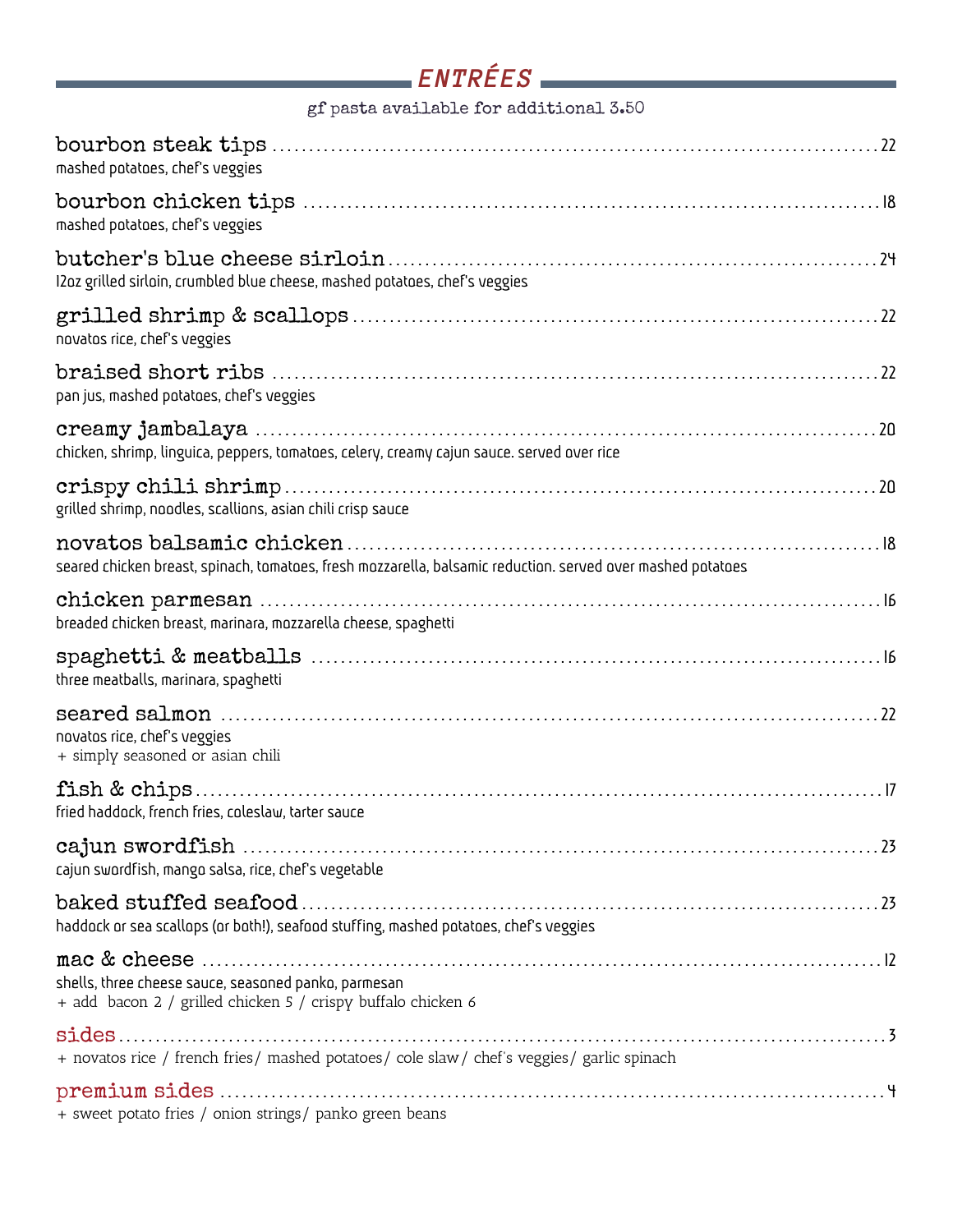## ENTRÉES

gf pasta available for additional 3.50

**bourbon steak tips** ... 22
mashed potatoes, chef's veggies

**bourbon chicken tips** ... 18
mashed potatoes, chef's veggies

**butcher's blue cheese sirloin** ... 24
12oz grilled sirloin, crumbled blue cheese, mashed potatoes, chef's veggies

**grilled shrimp & scallops** ... 22
novatos rice, chef's veggies

**braised short ribs** ... 22
pan jus, mashed potatoes, chef's veggies

**creamy jambalaya** ... 20
chicken, shrimp, linguica, peppers, tomatoes, celery, creamy cajun sauce. served over rice

**crispy chili shrimp** ... 20
grilled shrimp, noodles, scallions, asian chili crisp sauce

**novatos balsamic chicken** ... 18
seared chicken breast, spinach, tomatoes, fresh mozzarella, balsamic reduction. served over mashed potatoes

**chicken parmesan** ... 16
breaded chicken breast, marinara, mozzarella cheese, spaghetti

**spaghetti & meatballs** ... 16
three meatballs, marinara, spaghetti

**seared salmon** ... 22
novatos rice, chef's veggies
+ simply seasoned or asian chili

**fish & chips** ... 17
fried haddock, french fries, coleslaw, tarter sauce

**cajun swordfish** ... 23
cajun swordfish, mango salsa, rice, chef's vegetable

**baked stuffed seafood** ... 23
haddock or sea scallops (or both!), seafood stuffing, mashed potatoes, chef's veggies

**mac & cheese** ... 12
shells, three cheese sauce, seasoned panko, parmesan
+ add bacon 2 / grilled chicken 5 / crispy buffalo chicken 6

**sides** ... 3
+ novatos rice / french fries / mashed potatoes / cole slaw / chef's veggies / garlic spinach

**premium sides** ... 4
+ sweet potato fries / onion strings / panko green beans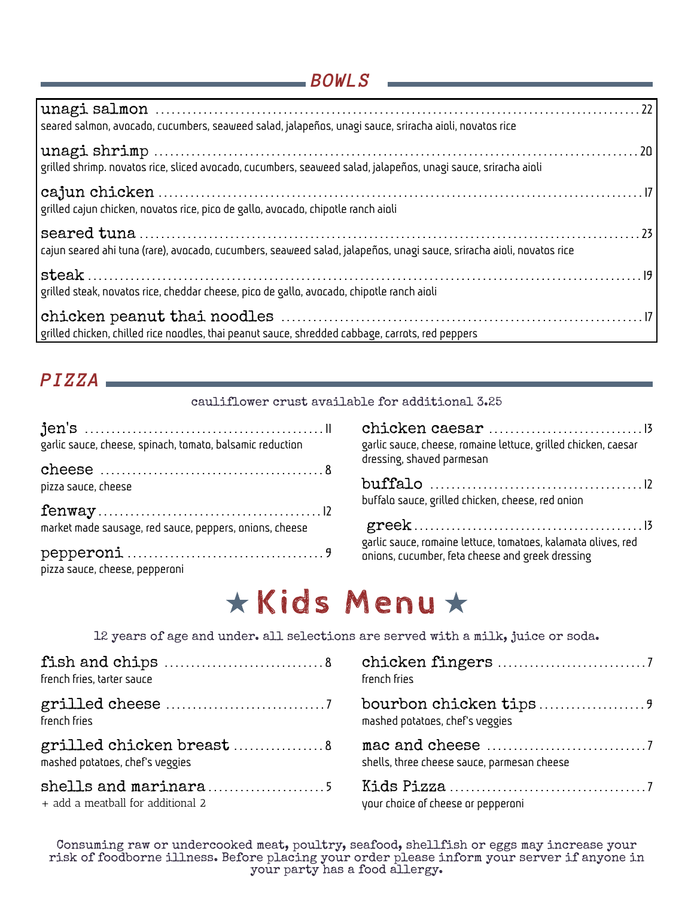## *BOWLS*

**unagi salmon** ........ 22
seared salmon, avocado, cucumbers, seaweed salad, jalapeños, unagi sauce, sriracha aioli, novatos rice

**unagi shrimp** ........ 20
grilled shrimp. novatos rice, sliced avocado, cucumbers, seaweed salad, jalapeños, unagi sauce, sriracha aioli

**cajun chicken** ........ 17
grilled cajun chicken, novatos rice, pico de gallo, avocado, chipotle ranch aioli

**seared tuna** ........ 23
cajun seared ahi tuna (rare), avocado, cucumbers, seaweed salad, jalapeños, unagi sauce, sriracha aioli, novatos rice

**steak** ........ 19
grilled steak, novatos rice, cheddar cheese, pico de gallo, avocado, chipotle ranch aioli

**chicken peanut thai noodles** ........ 17
grilled chicken, chilled rice noodles, thai peanut sauce, shredded cabbage, carrots, red peppers

## *PIZZA*

cauliflower crust available for additional 3.25

**jen's** ........ 11
garlic sauce, cheese, spinach, tomato, balsamic reduction

**cheese** ........ 8
pizza sauce, cheese

**fenway** ........ 12
market made sausage, red sauce, peppers, onions, cheese

**pepperoni** ........ 9
pizza sauce, cheese, pepperoni

**chicken caesar** ........ 13
garlic sauce, cheese, romaine lettuce, grilled chicken, caesar dressing, shaved parmesan

**buffalo** ........ 12
buffalo sauce, grilled chicken, cheese, red onion

**greek** ........ 13
garlic sauce, romaine lettuce, tomatoes, kalamata olives, red onions, cucumber, feta cheese and greek dressing

# ★ Kids Menu ★

12 years of age and under. all selections are served with a milk, juice or soda.

**fish and chips** ........ 8
french fries, tarter sauce

**grilled cheese** ........ 7
french fries

**grilled chicken breast** ........ 8
mashed potatoes, chef's veggies

**shells and marinara** ........ 5
+ add a meatball for additional 2

**chicken fingers** ........ 7
french fries

**bourbon chicken tips** ........ 9
mashed potatoes, chef's veggies

**mac and cheese** ........ 7
shells, three cheese sauce, parmesan cheese

**Kids Pizza** ........ 7
your choice of cheese or pepperoni

Consuming raw or undercooked meat, poultry, seafood, shellfish or eggs may increase your risk of foodborne illness. Before placing your order please inform your server if anyone in your party has a food allergy.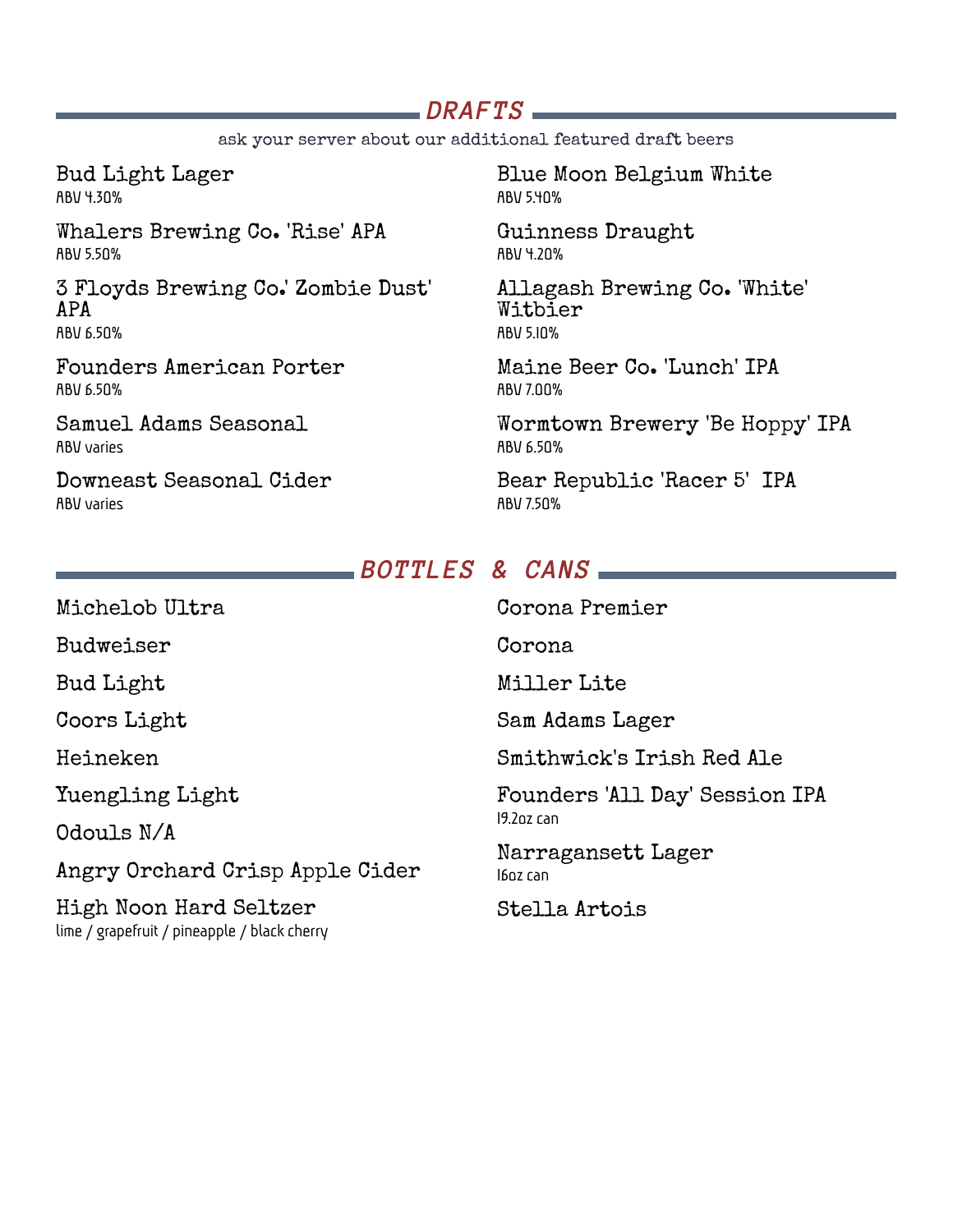## DRAFTS

ask your server about our additional featured draft beers

Bud Light Lager
ABV 4.30%

Whalers Brewing Co. 'Rise' APA
ABV 5.50%

3 Floyds Brewing Co.' Zombie Dust' APA
ABV 6.50%

Founders American Porter
ABV 6.50%

Samuel Adams Seasonal
ABV varies

Downeast Seasonal Cider
ABV varies

Blue Moon Belgium White
ABV 5.40%

Guinness Draught
ABV 4.20%

Allagash Brewing Co. 'White' Witbier
ABV 5.10%

Maine Beer Co. 'Lunch' IPA
ABV 7.00%

Wormtown Brewery 'Be Hoppy' IPA
ABV 6.50%

Bear Republic 'Racer 5' IPA
ABV 7.50%

## BOTTLES & CANS

Michelob Ultra

Budweiser

Bud Light

Coors Light

Heineken

Yuengling Light

Odouls N/A

Angry Orchard Crisp Apple Cider

High Noon Hard Seltzer
lime / grapefruit / pineapple / black cherry

Corona Premier

Corona

Miller Lite

Sam Adams Lager

Smithwick's Irish Red Ale

Founders 'All Day' Session IPA
19.2oz can

Narragansett Lager
16oz can

Stella Artois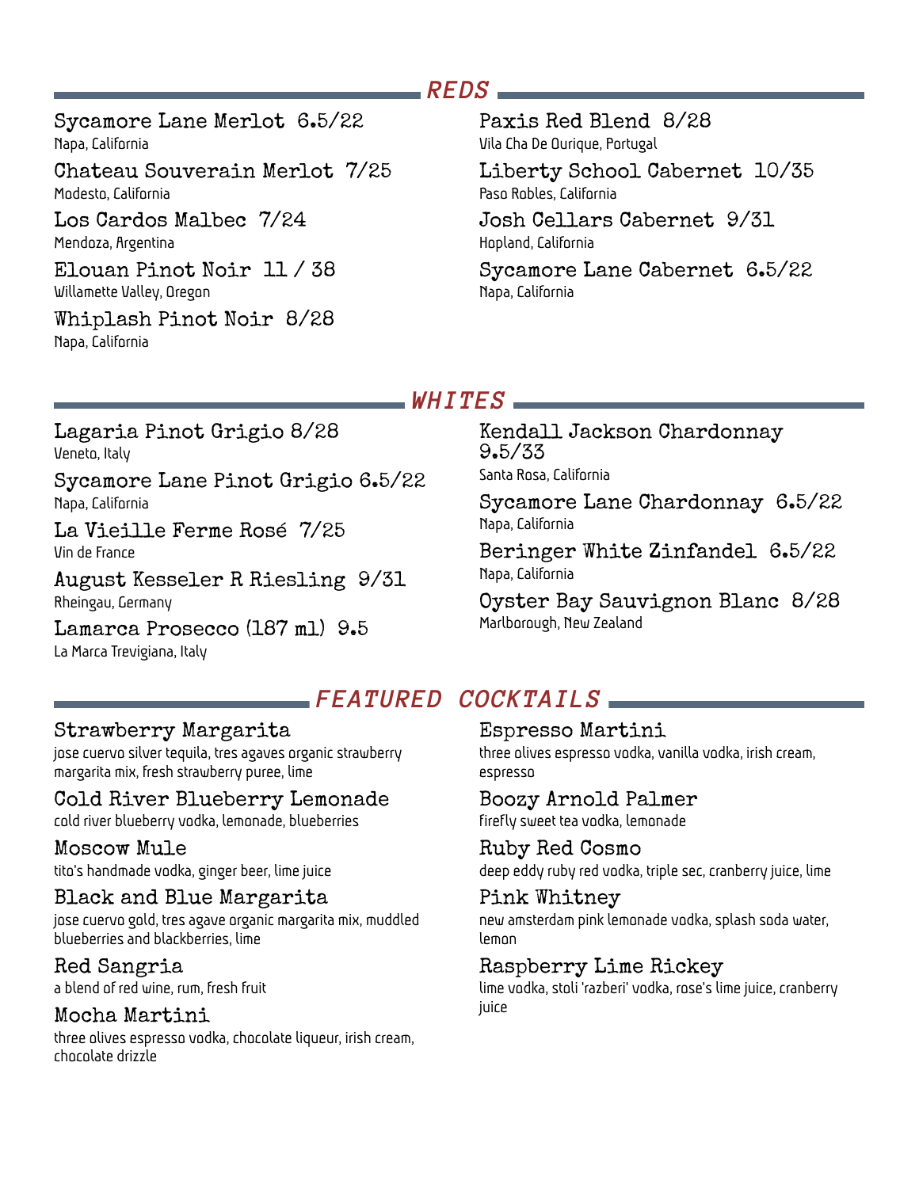## REDS

Sycamore Lane Merlot 6.5/22
Napa, California

Chateau Souverain Merlot 7/25
Modesto, California

Los Cardos Malbec 7/24
Mendoza, Argentina

Elouan Pinot Noir 11 / 38
Willamette Valley, Oregon

Whiplash Pinot Noir 8/28
Napa, California

Paxis Red Blend 8/28
Vila Cha De Ourique, Portugal

Liberty School Cabernet 10/35
Paso Robles, California

Josh Cellars Cabernet 9/31
Hopland, California

Sycamore Lane Cabernet 6.5/22
Napa, California

## WHITES

Lagaria Pinot Grigio 8/28
Veneto, Italy

Sycamore Lane Pinot Grigio 6.5/22
Napa, California

La Vieille Ferme Rosé 7/25
Vin de France

August Kesseler R Riesling 9/31
Rheingau, Germany

Lamarca Prosecco (187 ml) 9.5
La Marca Trevigiana, Italy

Kendall Jackson Chardonnay 9.5/33
Santa Rosa, California

Sycamore Lane Chardonnay 6.5/22
Napa, California

Beringer White Zinfandel 6.5/22
Napa, California

Oyster Bay Sauvignon Blanc 8/28
Marlborough, New Zealand

## FEATURED COCKTAILS

Strawberry Margarita
jose cuervo silver tequila, tres agaves organic strawberry margarita mix, fresh strawberry puree, lime

Cold River Blueberry Lemonade
cold river blueberry vodka, lemonade, blueberries

Moscow Mule
tito's handmade vodka, ginger beer, lime juice

Black and Blue Margarita
jose cuervo gold, tres agave organic margarita mix, muddled blueberries and blackberries, lime

Red Sangria
a blend of red wine, rum, fresh fruit

Mocha Martini
three olives espresso vodka, chocolate liqueur, irish cream, chocolate drizzle

Espresso Martini
three olives espresso vodka, vanilla vodka, irish cream, espresso

Boozy Arnold Palmer
firefly sweet tea vodka, lemonade

Ruby Red Cosmo
deep eddy ruby red vodka, triple sec, cranberry juice, lime

Pink Whitney
new amsterdam pink lemonade vodka, splash soda water, lemon

Raspberry Lime Rickey
lime vodka, stoli 'razberi' vodka, rose's lime juice, cranberry juice